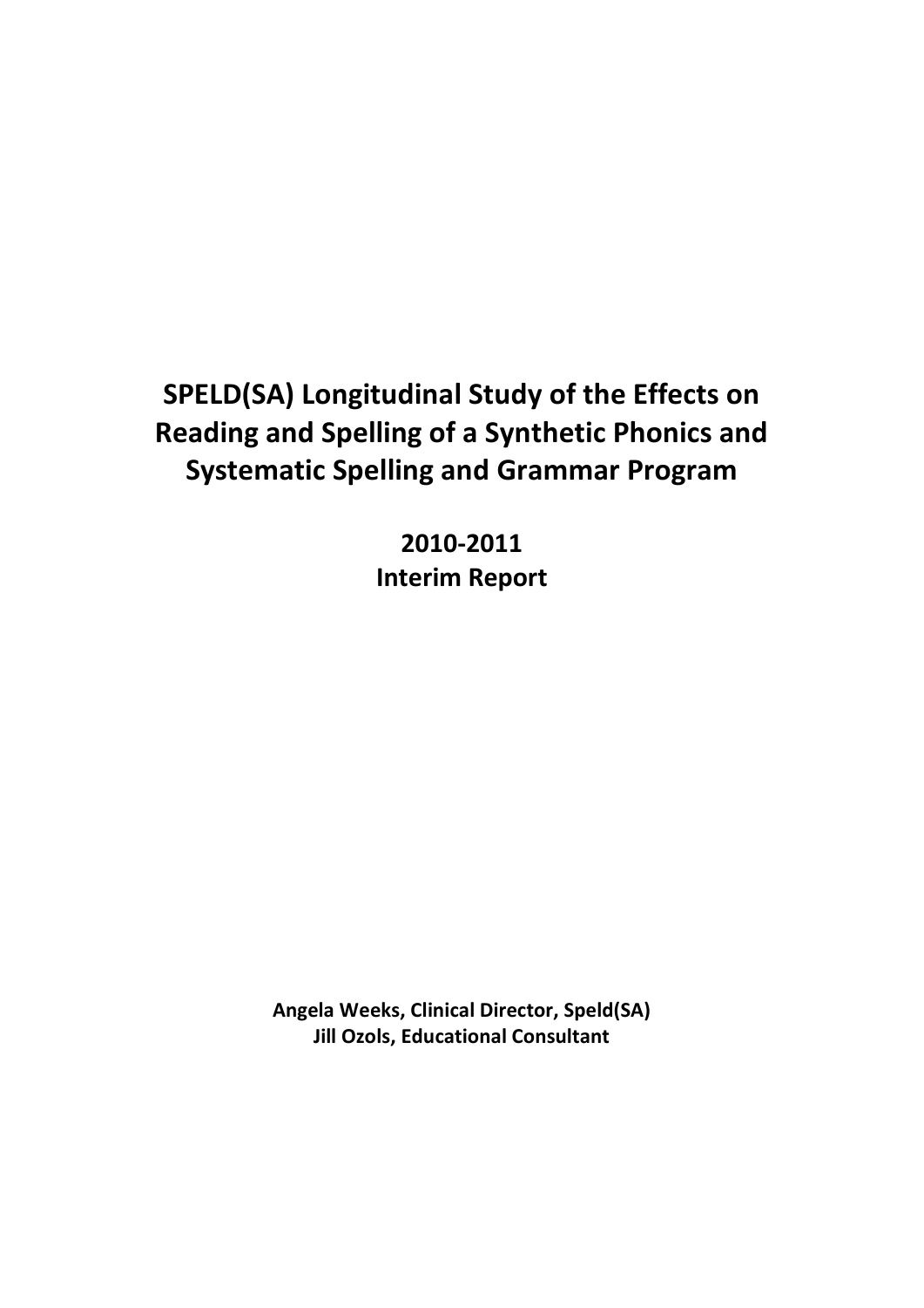# SPELD(SA) Longitudinal Study of the Effects on Reading and Spelling of a Synthetic Phonics and Systematic Spelling and Grammar Program

**2010-2011**
**Interim Report**

**Angela Weeks, Clinical Director, Speld(SA)**
**Jill Ozols, Educational Consultant**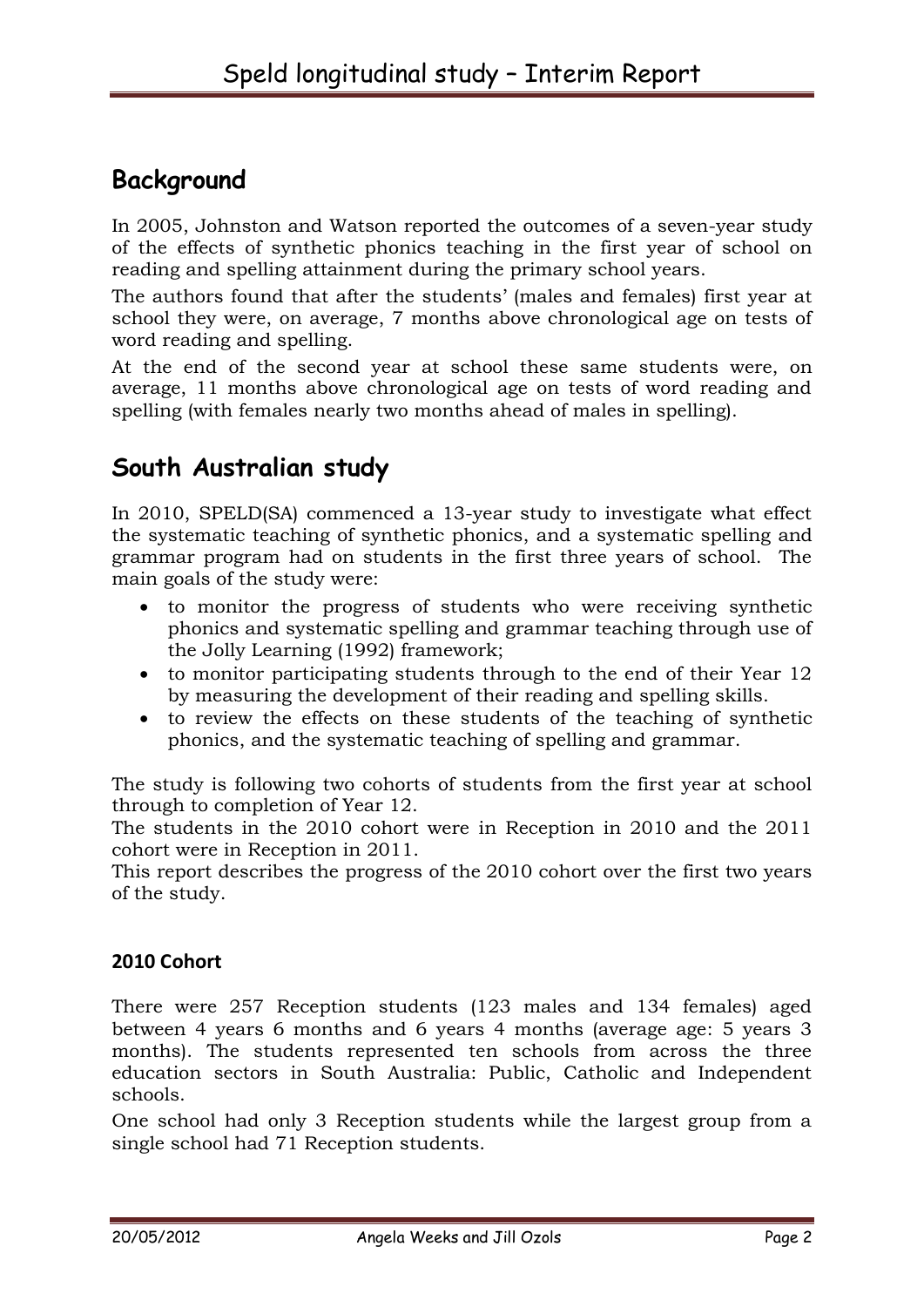## Background

In 2005, Johnston and Watson reported the outcomes of a seven-year study of the effects of synthetic phonics teaching in the first year of school on reading and spelling attainment during the primary school years.

The authors found that after the students' (males and females) first year at school they were, on average, 7 months above chronological age on tests of word reading and spelling.

At the end of the second year at school these same students were, on average, 11 months above chronological age on tests of word reading and spelling (with females nearly two months ahead of males in spelling).

## South Australian study

In 2010, SPELD(SA) commenced a 13-year study to investigate what effect the systematic teaching of synthetic phonics, and a systematic spelling and grammar program had on students in the first three years of school. The main goals of the study were:

- to monitor the progress of students who were receiving synthetic phonics and systematic spelling and grammar teaching through use of the Jolly Learning (1992) framework;
- to monitor participating students through to the end of their Year 12 by measuring the development of their reading and spelling skills.
- to review the effects on these students of the teaching of synthetic phonics, and the systematic teaching of spelling and grammar.

The study is following two cohorts of students from the first year at school through to completion of Year 12.

The students in the 2010 cohort were in Reception in 2010 and the 2011 cohort were in Reception in 2011.

This report describes the progress of the 2010 cohort over the first two years of the study.

### 2010 Cohort

There were 257 Reception students (123 males and 134 females) aged between 4 years 6 months and 6 years 4 months (average age: 5 years 3 months). The students represented ten schools from across the three education sectors in South Australia: Public, Catholic and Independent schools.

One school had only 3 Reception students while the largest group from a single school had 71 Reception students.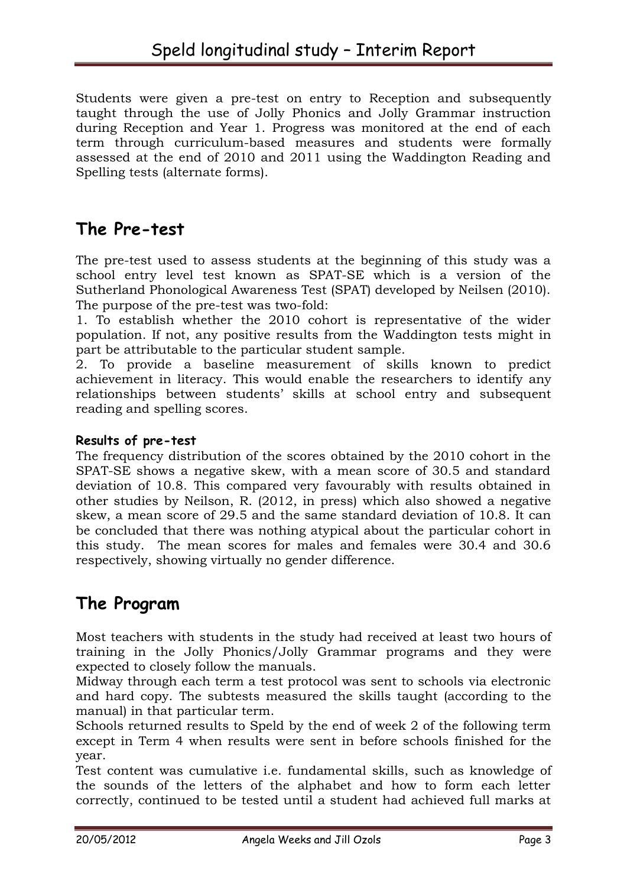Students were given a pre-test on entry to Reception and subsequently taught through the use of Jolly Phonics and Jolly Grammar instruction during Reception and Year 1. Progress was monitored at the end of each term through curriculum-based measures and students were formally assessed at the end of 2010 and 2011 using the Waddington Reading and Spelling tests (alternate forms).

## The Pre-test

The pre-test used to assess students at the beginning of this study was a school entry level test known as SPAT-SE which is a version of the Sutherland Phonological Awareness Test (SPAT) developed by Neilsen (2010). The purpose of the pre-test was two-fold:

1. To establish whether the 2010 cohort is representative of the wider population. If not, any positive results from the Waddington tests might in part be attributable to the particular student sample.
2. To provide a baseline measurement of skills known to predict achievement in literacy. This would enable the researchers to identify any relationships between students' skills at school entry and subsequent reading and spelling scores.

#### Results of pre-test

The frequency distribution of the scores obtained by the 2010 cohort in the SPAT-SE shows a negative skew, with a mean score of 30.5 and standard deviation of 10.8. This compared very favourably with results obtained in other studies by Neilson, R. (2012, in press) which also showed a negative skew, a mean score of 29.5 and the same standard deviation of 10.8. It can be concluded that there was nothing atypical about the particular cohort in this study. The mean scores for males and females were 30.4 and 30.6 respectively, showing virtually no gender difference.

## The Program

Most teachers with students in the study had received at least two hours of training in the Jolly Phonics/Jolly Grammar programs and they were expected to closely follow the manuals.

Midway through each term a test protocol was sent to schools via electronic and hard copy. The subtests measured the skills taught (according to the manual) in that particular term.

Schools returned results to Speld by the end of week 2 of the following term except in Term 4 when results were sent in before schools finished for the year.

Test content was cumulative i.e. fundamental skills, such as knowledge of the sounds of the letters of the alphabet and how to form each letter correctly, continued to be tested until a student had achieved full marks at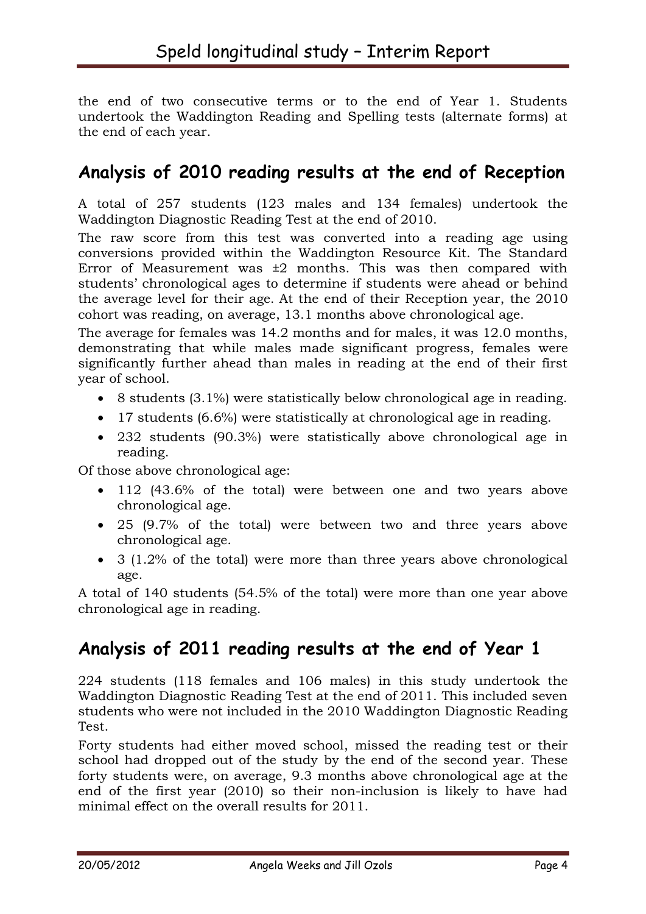the end of two consecutive terms or to the end of Year 1. Students undertook the Waddington Reading and Spelling tests (alternate forms) at the end of each year.

## Analysis of 2010 reading results at the end of Reception

A total of 257 students (123 males and 134 females) undertook the Waddington Diagnostic Reading Test at the end of 2010.

The raw score from this test was converted into a reading age using conversions provided within the Waddington Resource Kit. The Standard Error of Measurement was ±2 months. This was then compared with students' chronological ages to determine if students were ahead or behind the average level for their age. At the end of their Reception year, the 2010 cohort was reading, on average, 13.1 months above chronological age.

The average for females was 14.2 months and for males, it was 12.0 months, demonstrating that while males made significant progress, females were significantly further ahead than males in reading at the end of their first year of school.

- 8 students (3.1%) were statistically below chronological age in reading.
- 17 students (6.6%) were statistically at chronological age in reading.
- 232 students (90.3%) were statistically above chronological age in reading.

Of those above chronological age:

- 112 (43.6% of the total) were between one and two years above chronological age.
- 25 (9.7% of the total) were between two and three years above chronological age.
- 3 (1.2% of the total) were more than three years above chronological age.

A total of 140 students (54.5% of the total) were more than one year above chronological age in reading.

## Analysis of 2011 reading results at the end of Year 1

224 students (118 females and 106 males) in this study undertook the Waddington Diagnostic Reading Test at the end of 2011. This included seven students who were not included in the 2010 Waddington Diagnostic Reading Test.

Forty students had either moved school, missed the reading test or their school had dropped out of the study by the end of the second year. These forty students were, on average, 9.3 months above chronological age at the end of the first year (2010) so their non-inclusion is likely to have had minimal effect on the overall results for 2011.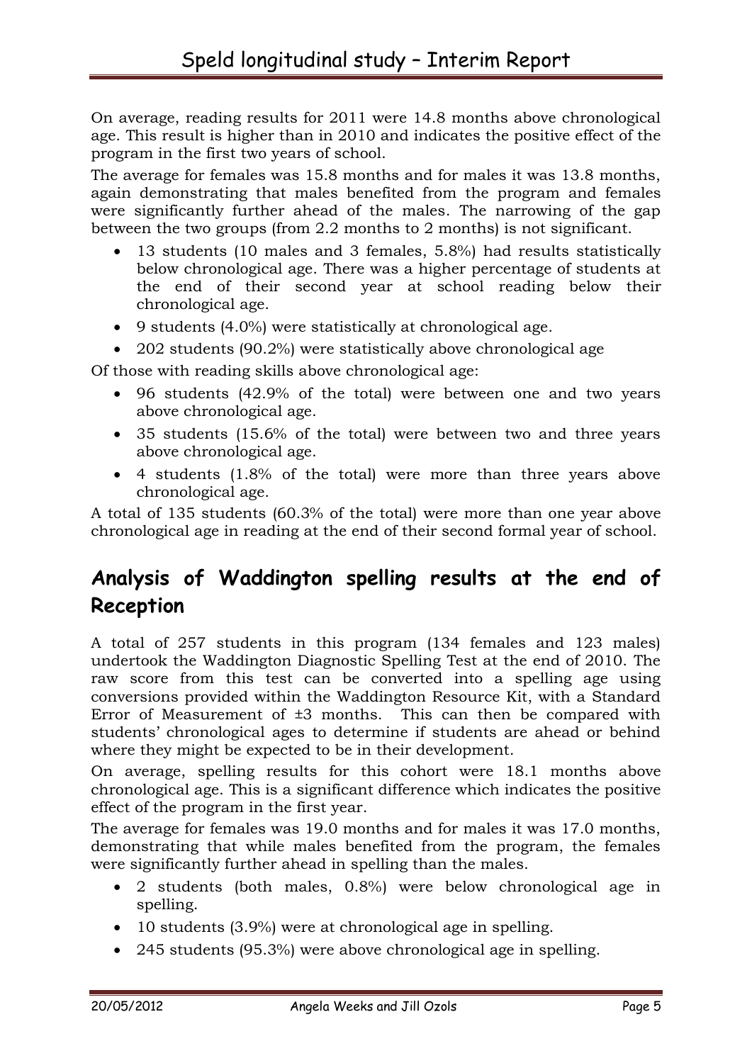On average, reading results for 2011 were 14.8 months above chronological age. This result is higher than in 2010 and indicates the positive effect of the program in the first two years of school.

The average for females was 15.8 months and for males it was 13.8 months, again demonstrating that males benefited from the program and females were significantly further ahead of the males. The narrowing of the gap between the two groups (from 2.2 months to 2 months) is not significant.

- 13 students (10 males and 3 females, 5.8%) had results statistically below chronological age. There was a higher percentage of students at the end of their second year at school reading below their chronological age.
- 9 students (4.0%) were statistically at chronological age.
- 202 students (90.2%) were statistically above chronological age

Of those with reading skills above chronological age:

- 96 students (42.9% of the total) were between one and two years above chronological age.
- 35 students (15.6% of the total) were between two and three years above chronological age.
- 4 students (1.8% of the total) were more than three years above chronological age.

A total of 135 students (60.3% of the total) were more than one year above chronological age in reading at the end of their second formal year of school.

## Analysis of Waddington spelling results at the end of Reception

A total of 257 students in this program (134 females and 123 males) undertook the Waddington Diagnostic Spelling Test at the end of 2010. The raw score from this test can be converted into a spelling age using conversions provided within the Waddington Resource Kit, with a Standard Error of Measurement of ±3 months. This can then be compared with students' chronological ages to determine if students are ahead or behind where they might be expected to be in their development.

On average, spelling results for this cohort were 18.1 months above chronological age. This is a significant difference which indicates the positive effect of the program in the first year.

The average for females was 19.0 months and for males it was 17.0 months, demonstrating that while males benefited from the program, the females were significantly further ahead in spelling than the males.

- 2 students (both males, 0.8%) were below chronological age in spelling.
- 10 students (3.9%) were at chronological age in spelling.
- 245 students (95.3%) were above chronological age in spelling.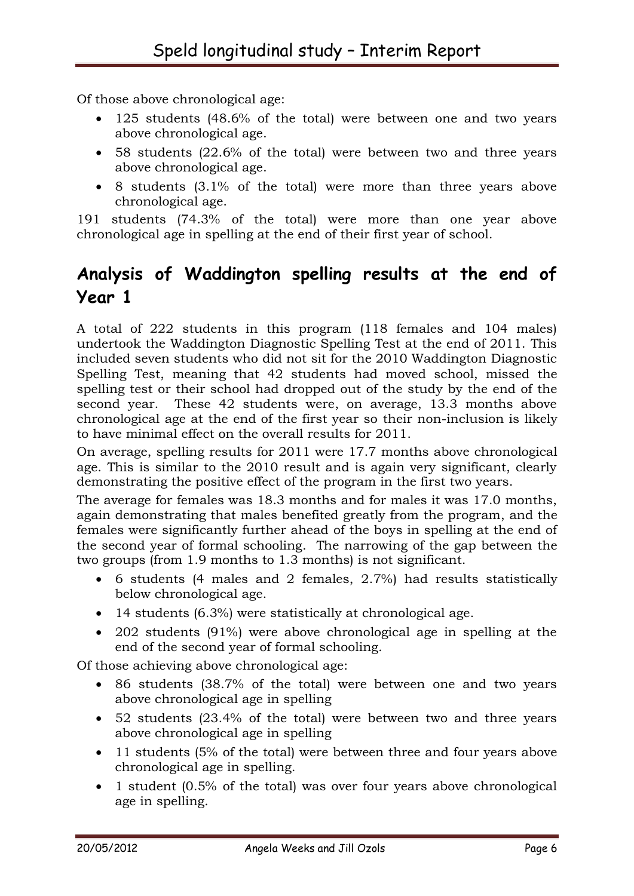Of those above chronological age:

- 125 students (48.6% of the total) were between one and two years above chronological age.
- 58 students (22.6% of the total) were between two and three years above chronological age.
- 8 students (3.1% of the total) were more than three years above chronological age.

191 students (74.3% of the total) were more than one year above chronological age in spelling at the end of their first year of school.

## Analysis of Waddington spelling results at the end of Year 1

A total of 222 students in this program (118 females and 104 males) undertook the Waddington Diagnostic Spelling Test at the end of 2011. This included seven students who did not sit for the 2010 Waddington Diagnostic Spelling Test, meaning that 42 students had moved school, missed the spelling test or their school had dropped out of the study by the end of the second year. These 42 students were, on average, 13.3 months above chronological age at the end of the first year so their non-inclusion is likely to have minimal effect on the overall results for 2011.

On average, spelling results for 2011 were 17.7 months above chronological age. This is similar to the 2010 result and is again very significant, clearly demonstrating the positive effect of the program in the first two years.

The average for females was 18.3 months and for males it was 17.0 months, again demonstrating that males benefited greatly from the program, and the females were significantly further ahead of the boys in spelling at the end of the second year of formal schooling. The narrowing of the gap between the two groups (from 1.9 months to 1.3 months) is not significant.

- 6 students (4 males and 2 females, 2.7%) had results statistically below chronological age.
- 14 students (6.3%) were statistically at chronological age.
- 202 students (91%) were above chronological age in spelling at the end of the second year of formal schooling.

Of those achieving above chronological age:

- 86 students (38.7% of the total) were between one and two years above chronological age in spelling
- 52 students (23.4% of the total) were between two and three years above chronological age in spelling
- 11 students (5% of the total) were between three and four years above chronological age in spelling.
- 1 student (0.5% of the total) was over four years above chronological age in spelling.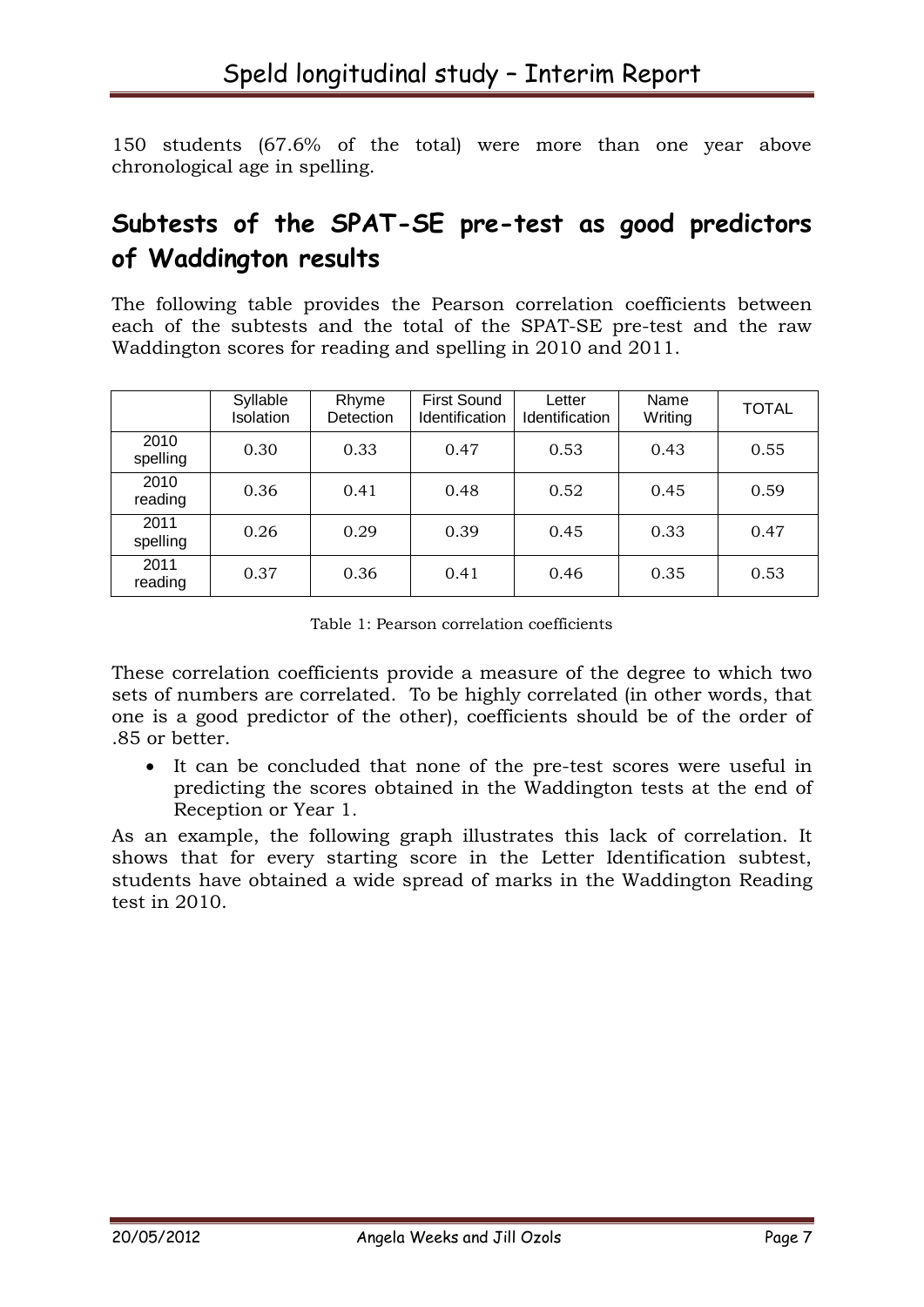150 students (67.6% of the total) were more than one year above chronological age in spelling.

## Subtests of the SPAT-SE pre-test as good predictors of Waddington results

The following table provides the Pearson correlation coefficients between each of the subtests and the total of the SPAT-SE pre-test and the raw Waddington scores for reading and spelling in 2010 and 2011.

| | Syllable Isolation | Rhyme Detection | First Sound Identification | Letter Identification | Name Writing | TOTAL |
|---|---|---|---|---|---|---|
| 2010 spelling | 0.30 | 0.33 | 0.47 | 0.53 | 0.43 | 0.55 |
| 2010 reading | 0.36 | 0.41 | 0.48 | 0.52 | 0.45 | 0.59 |
| 2011 spelling | 0.26 | 0.29 | 0.39 | 0.45 | 0.33 | 0.47 |
| 2011 reading | 0.37 | 0.36 | 0.41 | 0.46 | 0.35 | 0.53 |

Table 1: Pearson correlation coefficients

These correlation coefficients provide a measure of the degree to which two sets of numbers are correlated. To be highly correlated (in other words, that one is a good predictor of the other), coefficients should be of the order of .85 or better.

- It can be concluded that none of the pre-test scores were useful in predicting the scores obtained in the Waddington tests at the end of Reception or Year 1.

As an example, the following graph illustrates this lack of correlation. It shows that for every starting score in the Letter Identification subtest, students have obtained a wide spread of marks in the Waddington Reading test in 2010.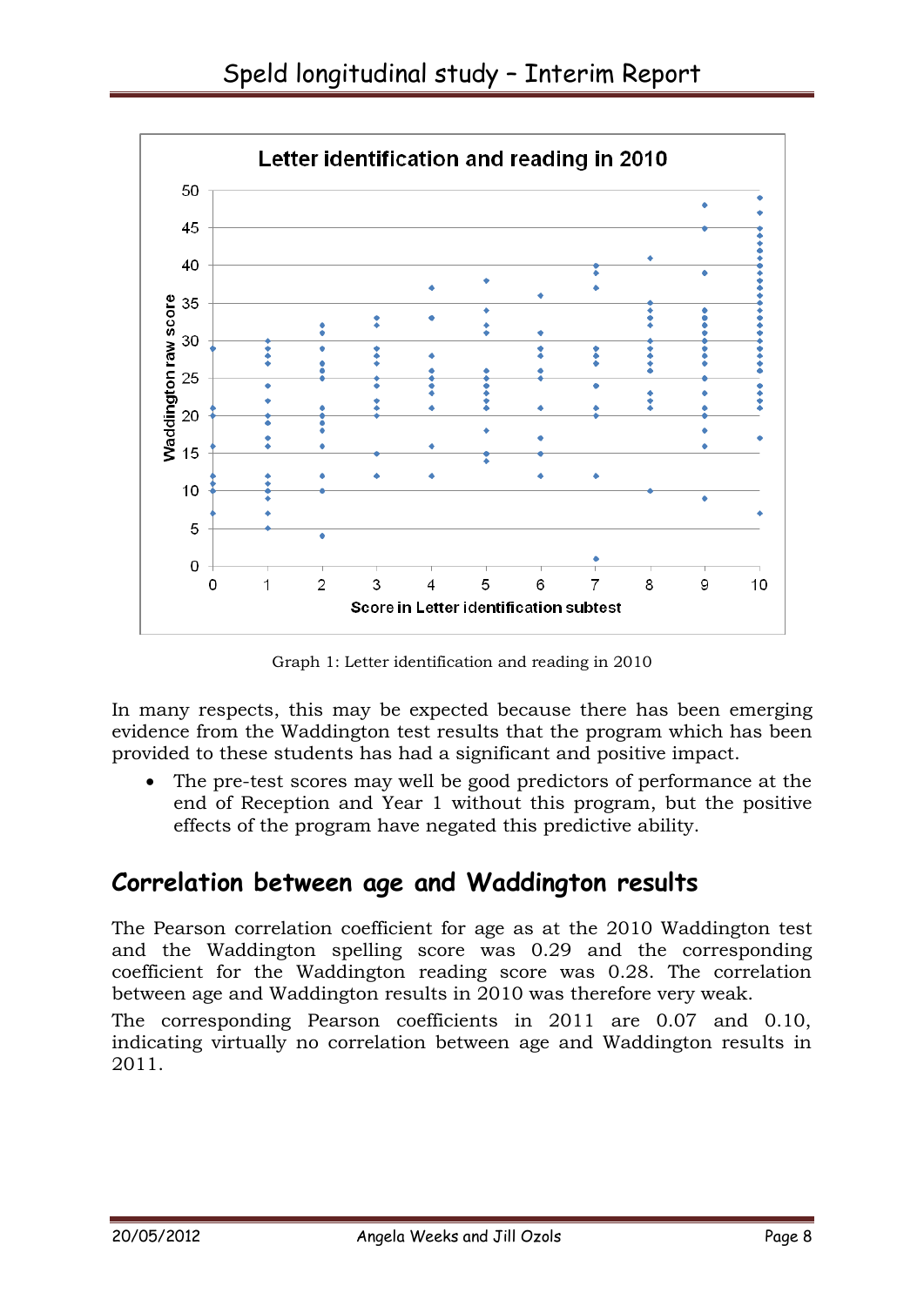Graph 1: Letter identification and reading in 2010

In many respects, this may be expected because there has been emerging evidence from the Waddington test results that the program which has been provided to these students has had a significant and positive impact.

- The pre-test scores may well be good predictors of performance at the end of Reception and Year 1 without this program, but the positive effects of the program have negated this predictive ability.

## Correlation between age and Waddington results

The Pearson correlation coefficient for age as at the 2010 Waddington test and the Waddington spelling score was 0.29 and the corresponding coefficient for the Waddington reading score was 0.28. The correlation between age and Waddington results in 2010 was therefore very weak.

The corresponding Pearson coefficients in 2011 are 0.07 and 0.10, indicating virtually no correlation between age and Waddington results in 2011.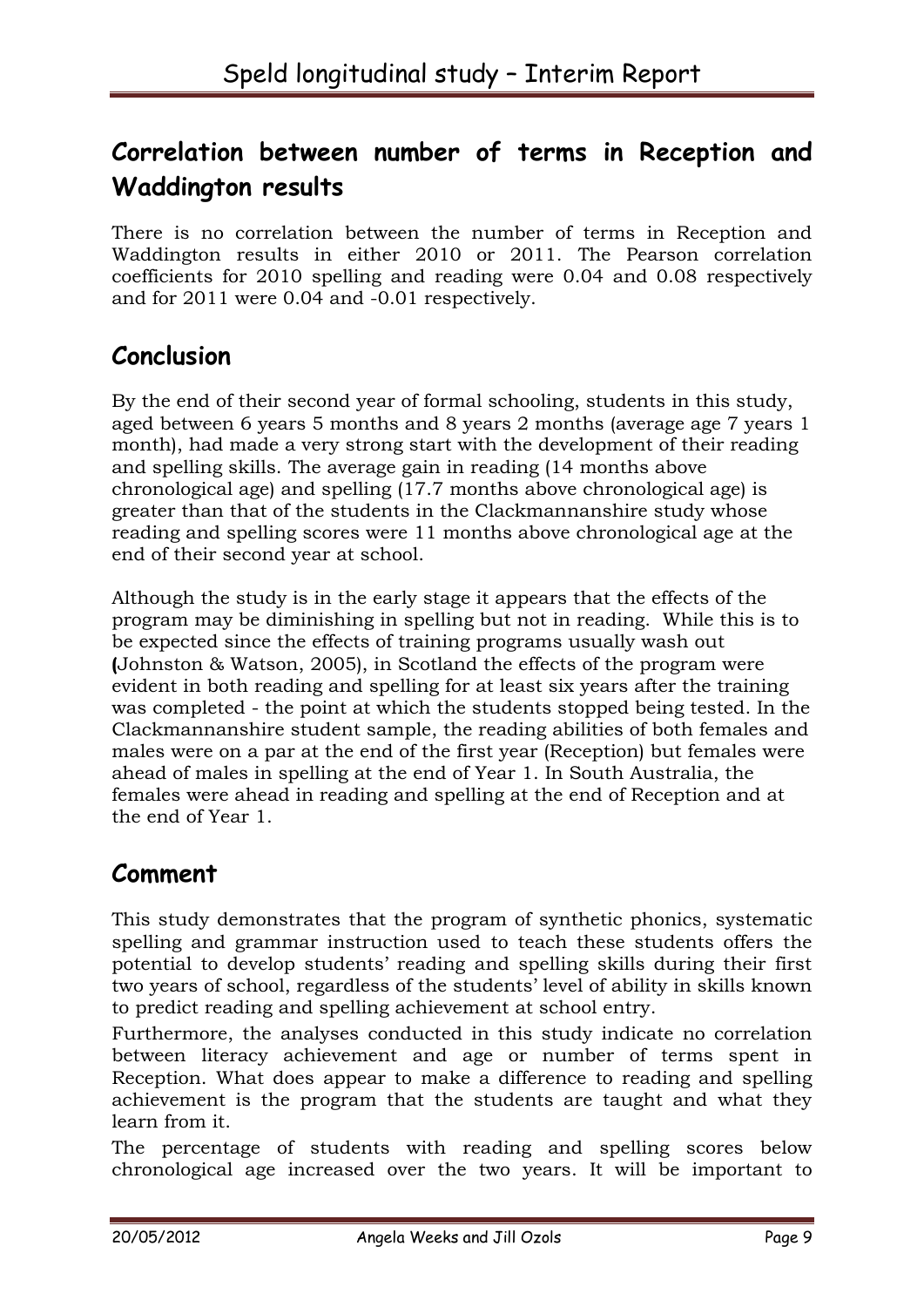## Correlation between number of terms in Reception and Waddington results

There is no correlation between the number of terms in Reception and Waddington results in either 2010 or 2011. The Pearson correlation coefficients for 2010 spelling and reading were 0.04 and 0.08 respectively and for 2011 were 0.04 and -0.01 respectively.

## Conclusion

By the end of their second year of formal schooling, students in this study, aged between 6 years 5 months and 8 years 2 months (average age 7 years 1 month), had made a very strong start with the development of their reading and spelling skills. The average gain in reading (14 months above chronological age) and spelling (17.7 months above chronological age) is greater than that of the students in the Clackmannanshire study whose reading and spelling scores were 11 months above chronological age at the end of their second year at school.

Although the study is in the early stage it appears that the effects of the program may be diminishing in spelling but not in reading. While this is to be expected since the effects of training programs usually wash out (Johnston & Watson, 2005), in Scotland the effects of the program were evident in both reading and spelling for at least six years after the training was completed - the point at which the students stopped being tested. In the Clackmannanshire student sample, the reading abilities of both females and males were on a par at the end of the first year (Reception) but females were ahead of males in spelling at the end of Year 1. In South Australia, the females were ahead in reading and spelling at the end of Reception and at the end of Year 1.

## Comment

This study demonstrates that the program of synthetic phonics, systematic spelling and grammar instruction used to teach these students offers the potential to develop students' reading and spelling skills during their first two years of school, regardless of the students' level of ability in skills known to predict reading and spelling achievement at school entry.

Furthermore, the analyses conducted in this study indicate no correlation between literacy achievement and age or number of terms spent in Reception. What does appear to make a difference to reading and spelling achievement is the program that the students are taught and what they learn from it.

The percentage of students with reading and spelling scores below chronological age increased over the two years. It will be important to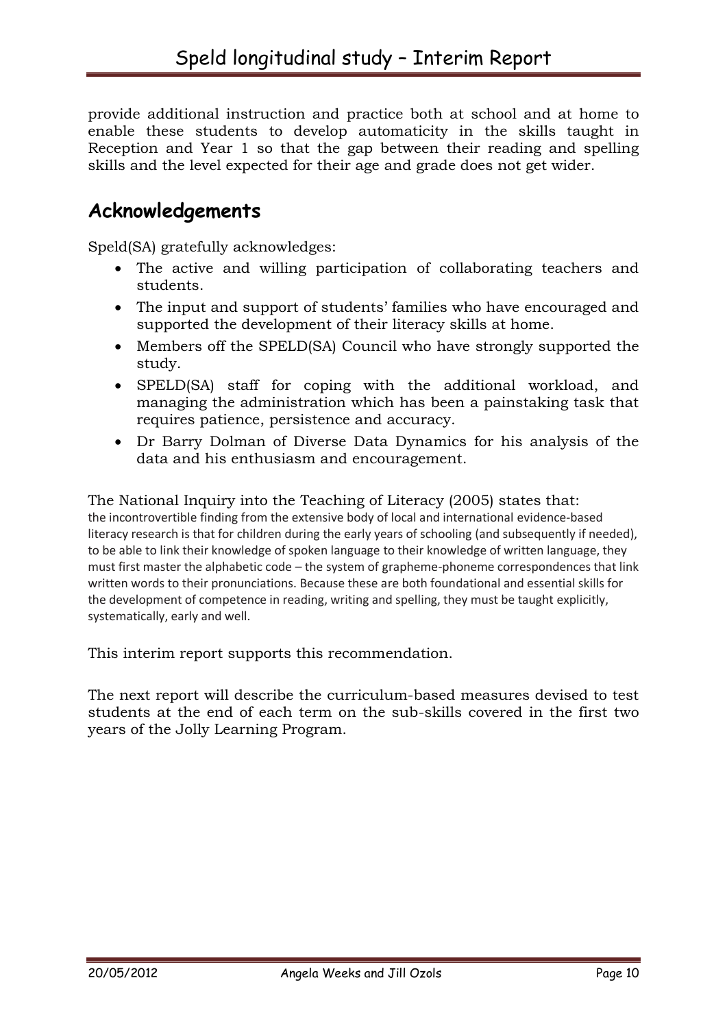provide additional instruction and practice both at school and at home to enable these students to develop automaticity in the skills taught in Reception and Year 1 so that the gap between their reading and spelling skills and the level expected for their age and grade does not get wider.

## Acknowledgements

Speld(SA) gratefully acknowledges:

- The active and willing participation of collaborating teachers and students.
- The input and support of students' families who have encouraged and supported the development of their literacy skills at home.
- Members off the SPELD(SA) Council who have strongly supported the study.
- SPELD(SA) staff for coping with the additional workload, and managing the administration which has been a painstaking task that requires patience, persistence and accuracy.
- Dr Barry Dolman of Diverse Data Dynamics for his analysis of the data and his enthusiasm and encouragement.

The National Inquiry into the Teaching of Literacy (2005) states that:

the incontrovertible finding from the extensive body of local and international evidence-based literacy research is that for children during the early years of schooling (and subsequently if needed), to be able to link their knowledge of spoken language to their knowledge of written language, they must first master the alphabetic code – the system of grapheme-phoneme correspondences that link written words to their pronunciations. Because these are both foundational and essential skills for the development of competence in reading, writing and spelling, they must be taught explicitly, systematically, early and well.

This interim report supports this recommendation.

The next report will describe the curriculum-based measures devised to test students at the end of each term on the sub-skills covered in the first two years of the Jolly Learning Program.